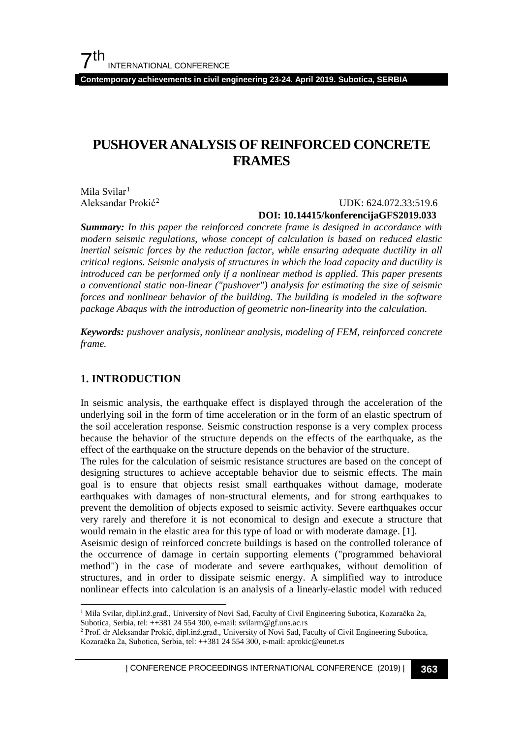# PUSHOVER ANALYSIS OF REINFORCED CONCRETE FRAMES

Mila Svilar[1]
Aleksandar Prokić[2]

UDK: 624.072.33:519.6
**DOI: 10.14415/konferencijaGFS2019.033**

***Summary:*** *In this paper the reinforced concrete frame is designed in accordance with modern seismic regulations, whose concept of calculation is based on reduced elastic inertial seismic forces by the reduction factor, while ensuring adequate ductility in all critical regions. Seismic analysis of structures in which the load capacity and ductility is introduced can be performed only if a nonlinear method is applied. This paper presents a conventional static non-linear ("pushover") analysis for estimating the size of seismic forces and nonlinear behavior of the building. The building is modeled in the software package Abaqus with the introduction of geometric non-linearity into the calculation.*

***Keywords:*** *pushover analysis, nonlinear analysis, modeling of FEM, reinforced concrete frame.*

## 1. INTRODUCTION

In seismic analysis, the earthquake effect is displayed through the acceleration of the underlying soil in the form of time acceleration or in the form of an elastic spectrum of the soil acceleration response. Seismic construction response is a very complex process because the behavior of the structure depends on the effects of the earthquake, as the effect of the earthquake on the structure depends on the behavior of the structure.

The rules for the calculation of seismic resistance structures are based on the concept of designing structures to achieve acceptable behavior due to seismic effects. The main goal is to ensure that objects resist small earthquakes without damage, moderate earthquakes with damages of non-structural elements, and for strong earthquakes to prevent the demolition of objects exposed to seismic activity. Severe earthquakes occur very rarely and therefore it is not economical to design and execute a structure that would remain in the elastic area for this type of load or with moderate damage. [1].

Aseismic design of reinforced concrete buildings is based on the controlled tolerance of the occurrence of damage in certain supporting elements ("programmed behavioral method") in the case of moderate and severe earthquakes, without demolition of structures, and in order to dissipate seismic energy. A simplified way to introduce nonlinear effects into calculation is an analysis of a linearly-elastic model with reduced

---

[1] Mila Svilar, dipl.inž.građ., University of Novi Sad, Faculty of Civil Engineering Subotica, Kozaračka 2a, Subotica, Serbia, tel: ++381 24 554 300, e-mail: svilarm@gf.uns.ac.rs

[2] Prof. dr Aleksandar Prokić, dipl.inž.građ., University of Novi Sad, Faculty of Civil Engineering Subotica, Kozaračka 2a, Subotica, Serbia, tel: ++381 24 554 300, e-mail: aprokic@eunet.rs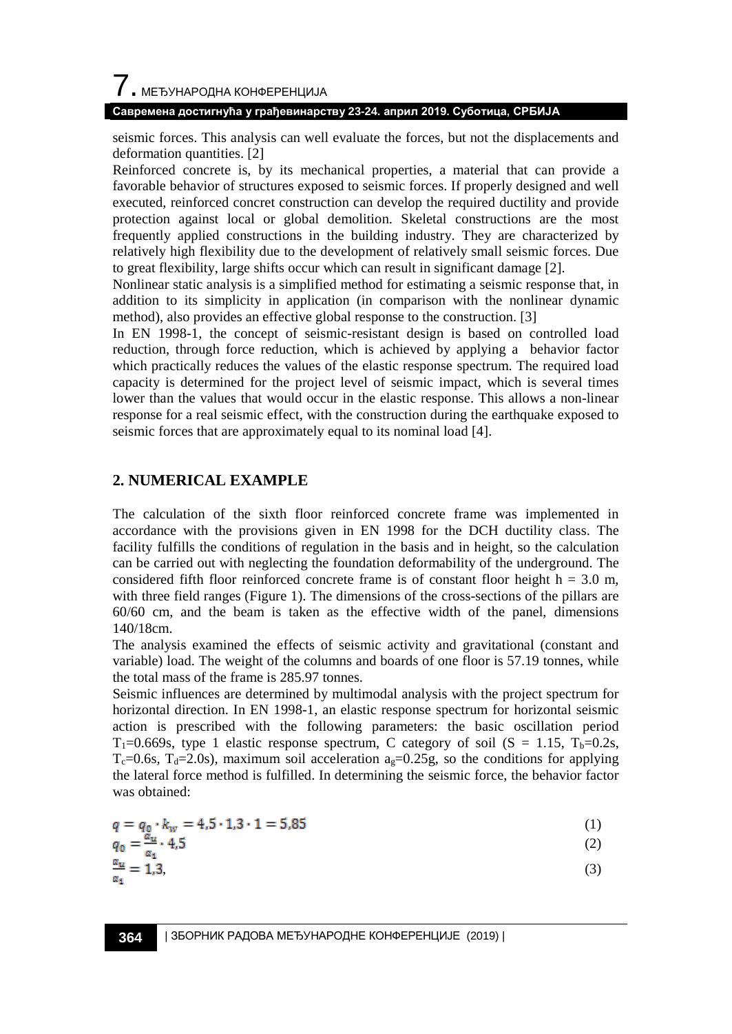seismic forces. This analysis can well evaluate the forces, but not the displacements and deformation quantities. [2]

Reinforced concrete is, by its mechanical properties, a material that can provide a favorable behavior of structures exposed to seismic forces. If properly designed and well executed, reinforced concret construction can develop the required ductility and provide protection against local or global demolition. Skeletal constructions are the most frequently applied constructions in the building industry. They are characterized by relatively high flexibility due to the development of relatively small seismic forces. Due to great flexibility, large shifts occur which can result in significant damage [2].

Nonlinear static analysis is a simplified method for estimating a seismic response that, in addition to its simplicity in application (in comparison with the nonlinear dynamic method), also provides an effective global response to the construction. [3]

In EN 1998-1, the concept of seismic-resistant design is based on controlled load reduction, through force reduction, which is achieved by applying a behavior factor which practically reduces the values of the elastic response spectrum. The required load capacity is determined for the project level of seismic impact, which is several times lower than the values that would occur in the elastic response. This allows a non-linear response for a real seismic effect, with the construction during the earthquake exposed to seismic forces that are approximately equal to its nominal load [4].

## 2. NUMERICAL EXAMPLE

The calculation of the sixth floor reinforced concrete frame was implemented in accordance with the provisions given in EN 1998 for the DCH ductility class. The facility fulfills the conditions of regulation in the basis and in height, so the calculation can be carried out with neglecting the foundation deformability of the underground. The considered fifth floor reinforced concrete frame is of constant floor height h = 3.0 m, with three field ranges (Figure 1). The dimensions of the cross-sections of the pillars are 60/60 cm, and the beam is taken as the effective width of the panel, dimensions 140/18cm.

The analysis examined the effects of seismic activity and gravitational (constant and variable) load. The weight of the columns and boards of one floor is 57.19 tonnes, while the total mass of the frame is 285.97 tonnes.

Seismic influences are determined by multimodal analysis with the project spectrum for horizontal direction. In EN 1998-1, an elastic response spectrum for horizontal seismic action is prescribed with the following parameters: the basic oscillation period $T_1$=0.669s, type 1 elastic response spectrum, C category of soil (S = 1.15, $T_b$=0.2s, $T_c$=0.6s, $T_d$=2.0s), maximum soil acceleration $a_g$=0.25g, so the conditions for applying the lateral force method is fulfilled. In determining the seismic force, the behavior factor was obtained:

$$q = q_0 \cdot k_w = 4{,}5 \cdot 1{,}3 \cdot 1 = 5{,}85 \tag{1}$$

$$q_0 = \frac{\alpha_u}{\alpha_1} \cdot 4{,}5 \tag{2}$$

$$\frac{\alpha_u}{\alpha_1} = 1{,}3, \tag{3}$$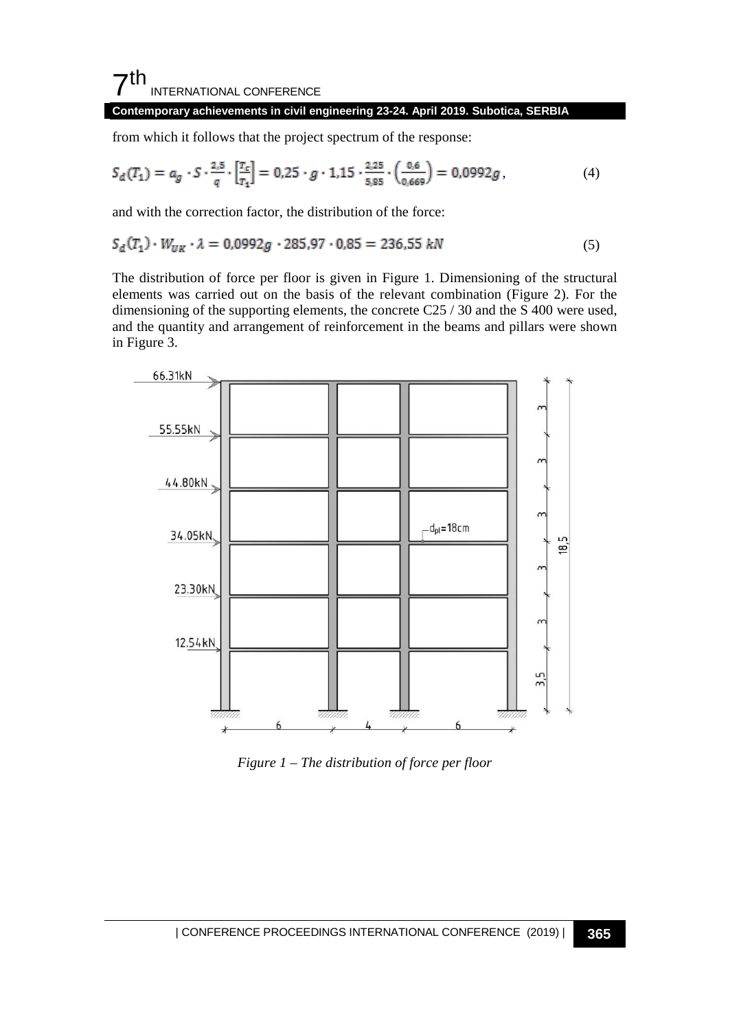from which it follows that the project spectrum of the response:

$$S_d(T_1) = a_g \cdot S \cdot \frac{2,5}{q} \cdot \left[\frac{T_c}{T_1}\right] = 0,25 \cdot g \cdot 1,15 \cdot \frac{2,25}{5,85} \cdot \left(\frac{0,6}{0,669}\right) = 0,0992g, \tag{4}$$

and with the correction factor, the distribution of the force:

$$S_d(T_1) \cdot W_{UK} \cdot \lambda = 0,0992g \cdot 285,97 \cdot 0,85 = 236,55\ kN \tag{5}$$

The distribution of force per floor is given in Figure 1. Dimensioning of the structural elements was carried out on the basis of the relevant combination (Figure 2). For the dimensioning of the supporting elements, the concrete C25 / 30 and the S 400 were used, and the quantity and arrangement of reinforcement in the beams and pillars were shown in Figure 3.

*Figure 1 – The distribution of force per floor*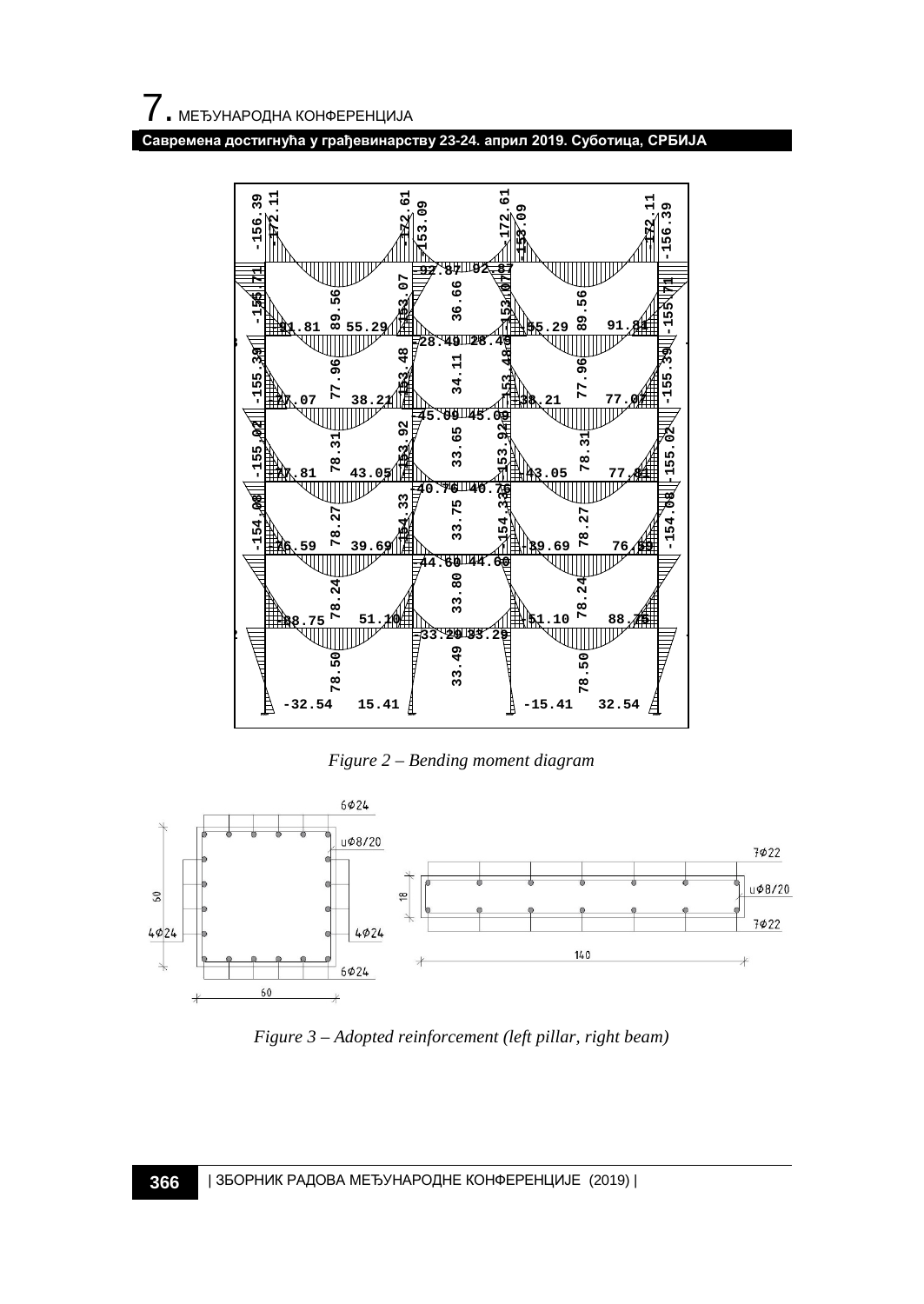Figure 2 – Bending moment diagram

Figure 3 – Adopted reinforcement (left pillar, right beam)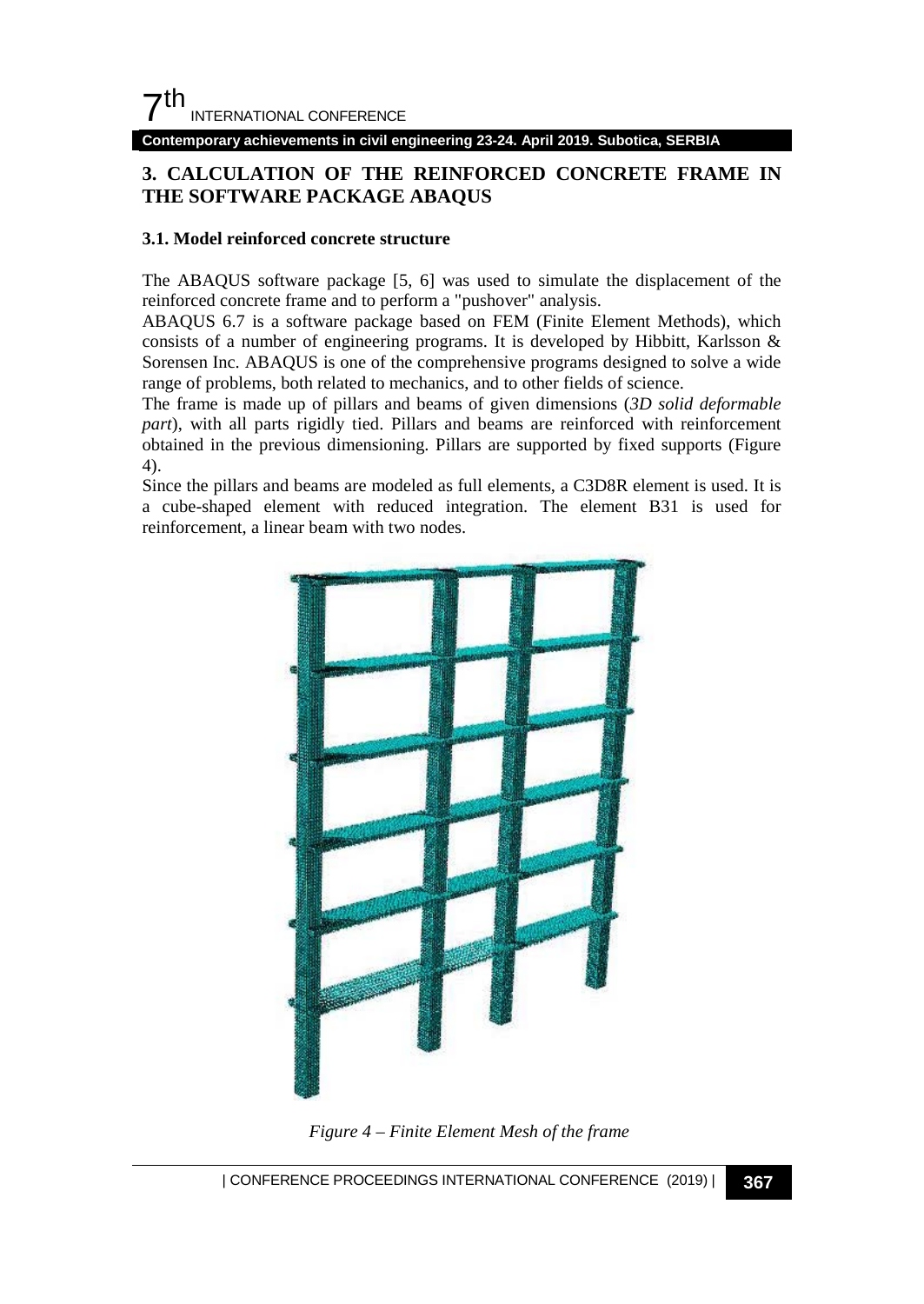## 3. CALCULATION OF THE REINFORCED CONCRETE FRAME IN THE SOFTWARE PACKAGE ABAQUS

### 3.1. Model reinforced concrete structure

The ABAQUS software package [5, 6] was used to simulate the displacement of the reinforced concrete frame and to perform a "pushover" analysis.

ABAQUS 6.7 is a software package based on FEM (Finite Element Methods), which consists of a number of engineering programs. It is developed by Hibbitt, Karlsson & Sorensen Inc. ABAQUS is one of the comprehensive programs designed to solve a wide range of problems, both related to mechanics, and to other fields of science.

The frame is made up of pillars and beams of given dimensions (*3D solid deformable part*), with all parts rigidly tied. Pillars and beams are reinforced with reinforcement obtained in the previous dimensioning. Pillars are supported by fixed supports (Figure 4).

Since the pillars and beams are modeled as full elements, a C3D8R element is used. It is a cube-shaped element with reduced integration. The element B31 is used for reinforcement, a linear beam with two nodes.

*Figure 4 – Finite Element Mesh of the frame*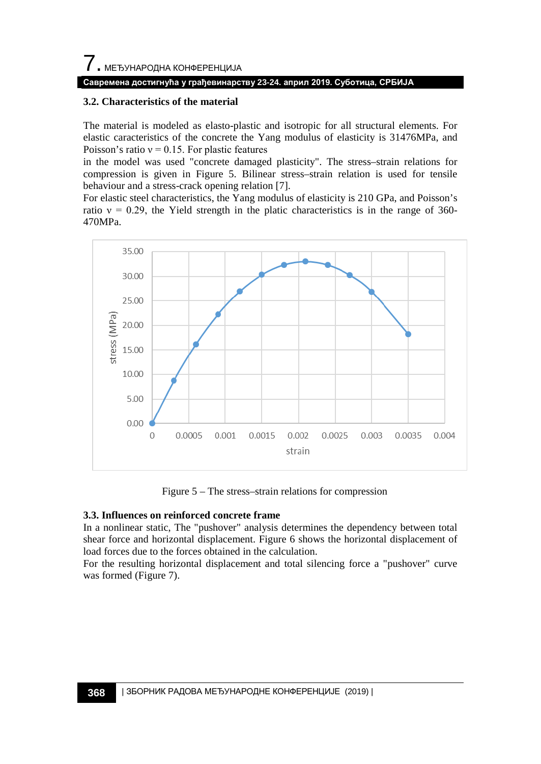### 3.2. Characteristics of the material

The material is modeled as elasto-plastic and isotropic for all structural elements. For elastic caracteristics of the concrete the Yang modulus of elasticity is 31476MPa, and Poisson's ratio ν = 0.15. For plastic features

in the model was used "concrete damaged plasticity". The stress–strain relations for compression is given in Figure 5. Bilinear stress–strain relation is used for tensile behaviour and a stress-crack opening relation [7].

For elastic steel characteristics, the Yang modulus of elasticity is 210 GPa, and Poisson's ratio ν = 0.29, the Yield strength in the platic characteristics is in the range of 360-470MPa.

Figure 5 – The stress–strain relations for compression

### 3.3. Influences on reinforced concrete frame

In a nonlinear static, The "pushover" analysis determines the dependency between total shear force and horizontal displacement. Figure 6 shows the horizontal displacement of load forces due to the forces obtained in the calculation.

For the resulting horizontal displacement and total silencing force a "pushover" curve was formed (Figure 7).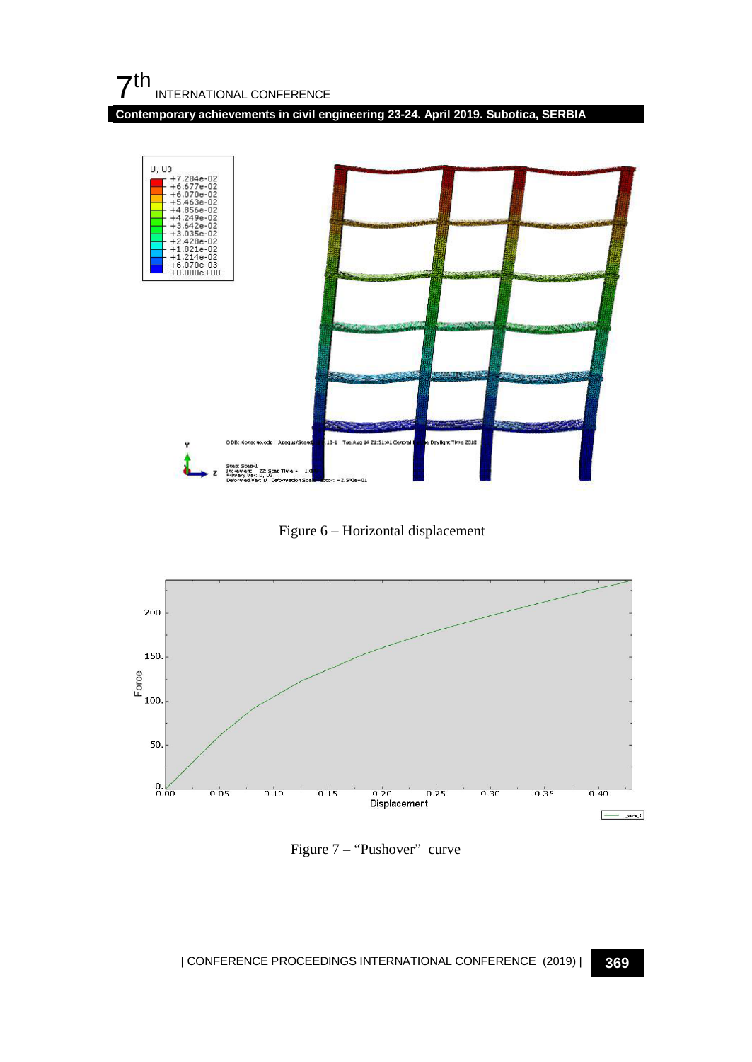Figure 6 – Horizontal displacement

Figure 7 – “Pushover” curve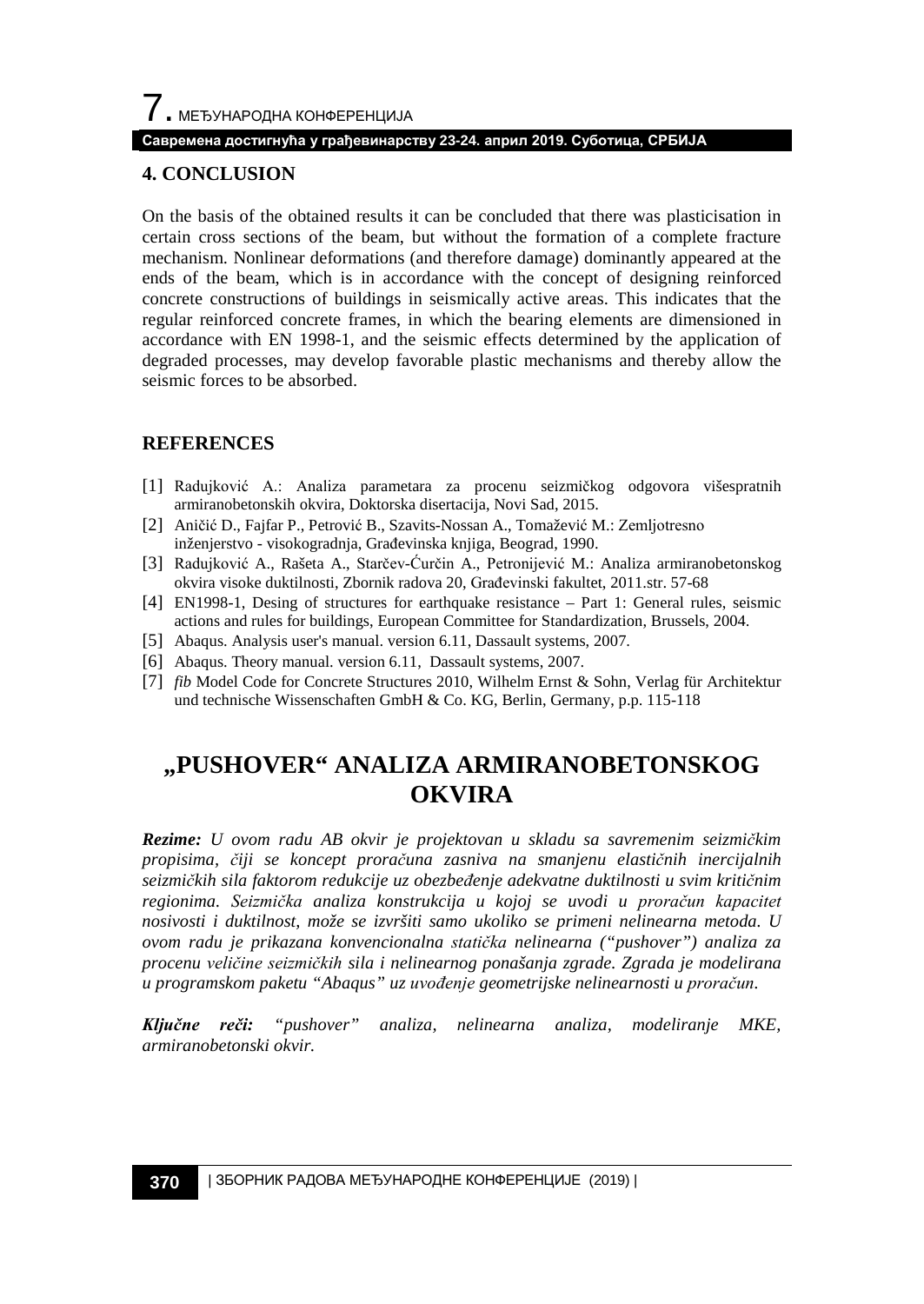## 4. CONCLUSION

On the basis of the obtained results it can be concluded that there was plasticisation in certain cross sections of the beam, but without the formation of a complete fracture mechanism. Nonlinear deformations (and therefore damage) dominantly appeared at the ends of the beam, which is in accordance with the concept of designing reinforced concrete constructions of buildings in seismically active areas. This indicates that the regular reinforced concrete frames, in which the bearing elements are dimensioned in accordance with EN 1998-1, and the seismic effects determined by the application of degraded processes, may develop favorable plastic mechanisms and thereby allow the seismic forces to be absorbed.

## REFERENCES

[1] Radujković A.: Analiza parametara za procenu seizmičkog odgovora višespratnih armiranobetonskih okvira, Doktorska disertacija, Novi Sad, 2015.

[2] Aničić D., Fajfar P., Petrović B., Szavits-Nossan A., Tomaževič M.: Zemljotresno inženjerstvo - visokogradnja, Građevinska knjiga, Beograd, 1990.

[3] Radujković A., Rašeta A., Starčev-Ćurčin A., Petronijević M.: Analiza armiranobetonskog okvira visoke duktilnosti, Zbornik radova 20, Građevinski fakultet, 2011.str. 57-68

[4] EN1998-1, Desing of structures for earthquake resistance – Part 1: General rules, seismic actions and rules for buildings, European Committee for Standardization, Brussels, 2004.

[5] Abaqus. Analysis user's manual. version 6.11, Dassault systems, 2007.

[6] Abaqus. Theory manual. version 6.11, Dassault systems, 2007.

[7] *fib* Model Code for Concrete Structures 2010, Wilhelm Ernst & Sohn, Verlag für Architektur und technische Wissenschaften GmbH & Co. KG, Berlin, Germany, p.p. 115-118

# „PUSHOVER“ ANALIZA ARMIRANOBETONSKOG OKVIRA

***Rezime:*** *U ovom radu AB okvir je projektovan u skladu sa savremenim seizmičkim propisima, čiji se koncept proračuna zasniva na smanjenu elastičnih inercijalnih seizmičkih sila faktorom redukcije uz obezbeđenje adekvatne duktilnosti u svim kritičnim regionima. Seizmička analiza konstrukcija u kojoj se uvodi u proračun kapacitet nosivosti i duktilnost, može se izvršiti samo ukoliko se primeni nelinearna metoda. U ovom radu je prikazana konvencionalna statička nelinearna ("pushover") analiza za procenu veličine seizmičkih sila i nelinearnog ponašanja zgrade. Zgrada je modelirana u programskom paketu "Abaqus" uz uvođenje geometrijske nelinearnosti u proračun.*

***Ključne reči:*** *"pushover" analiza, nelinearna analiza, modeliranje MKE, armiranobetonski okvir.*